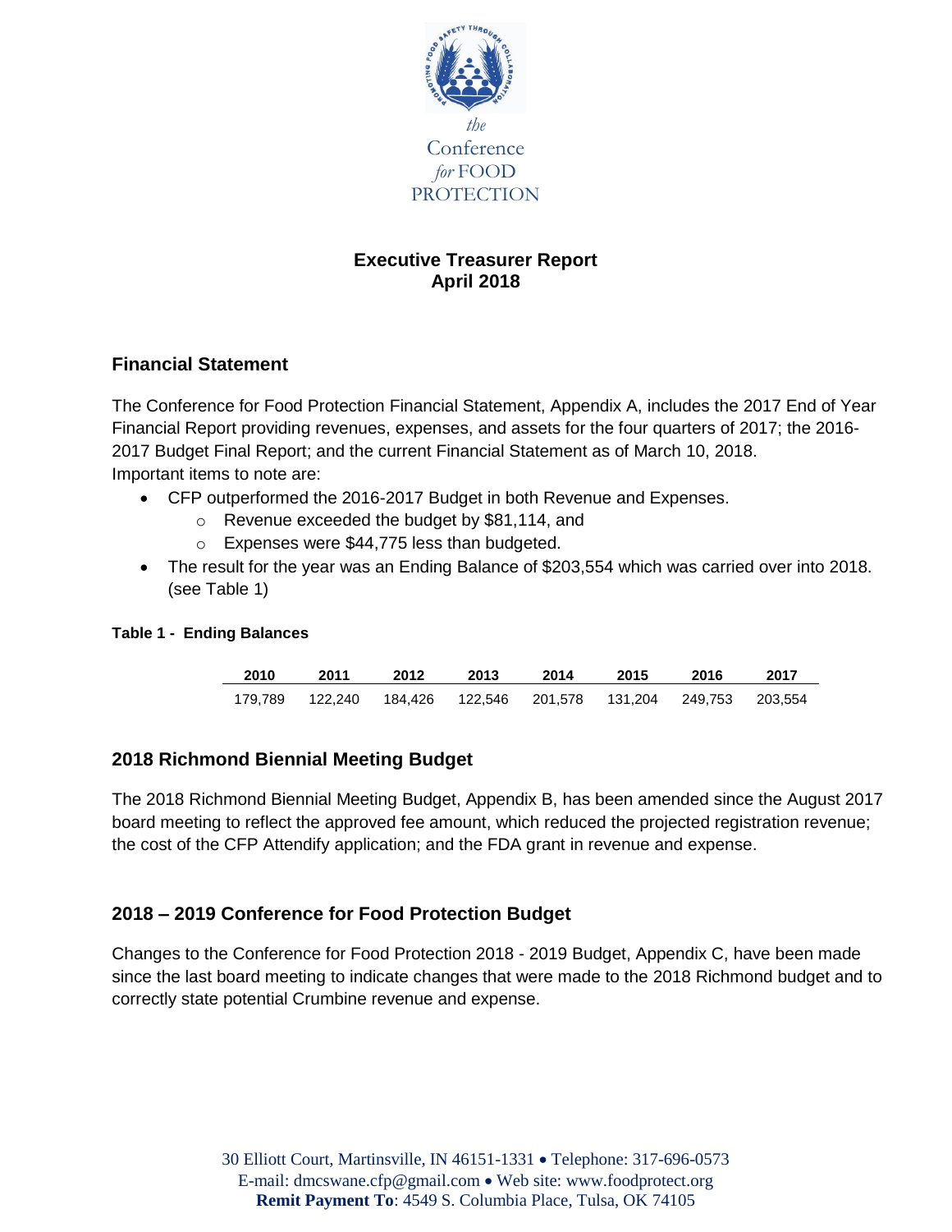the Conference for FOOD PROTECTION

# Executive Treasurer Report
## April 2018

## Financial Statement

The Conference for Food Protection Financial Statement, Appendix A, includes the 2017 End of Year Financial Report providing revenues, expenses, and assets for the four quarters of 2017; the 2016-2017 Budget Final Report; and the current Financial Statement as of March 10, 2018.
Important items to note are:

- CFP outperformed the 2016-2017 Budget in both Revenue and Expenses.
  - Revenue exceeded the budget by $81,114, and
  - Expenses were $44,775 less than budgeted.
- The result for the year was an Ending Balance of $203,554 which was carried over into 2018. (see Table 1)

**Table 1 - Ending Balances**

| 2010 | 2011 | 2012 | 2013 | 2014 | 2015 | 2016 | 2017 |
|---|---|---|---|---|---|---|---|
| 179,789 | 122,240 | 184,426 | 122,546 | 201,578 | 131,204 | 249,753 | 203,554 |

## 2018 Richmond Biennial Meeting Budget

The 2018 Richmond Biennial Meeting Budget, Appendix B, has been amended since the August 2017 board meeting to reflect the approved fee amount, which reduced the projected registration revenue; the cost of the CFP Attendify application; and the FDA grant in revenue and expense.

## 2018 – 2019 Conference for Food Protection Budget

Changes to the Conference for Food Protection 2018 - 2019 Budget, Appendix C, have been made since the last board meeting to indicate changes that were made to the 2018 Richmond budget and to correctly state potential Crumbine revenue and expense.

30 Elliott Court, Martinsville, IN 46151-1331 • Telephone: 317-696-0573
E-mail: dmcswane.cfp@gmail.com • Web site: www.foodprotect.org
**Remit Payment To**: 4549 S. Columbia Place, Tulsa, OK 74105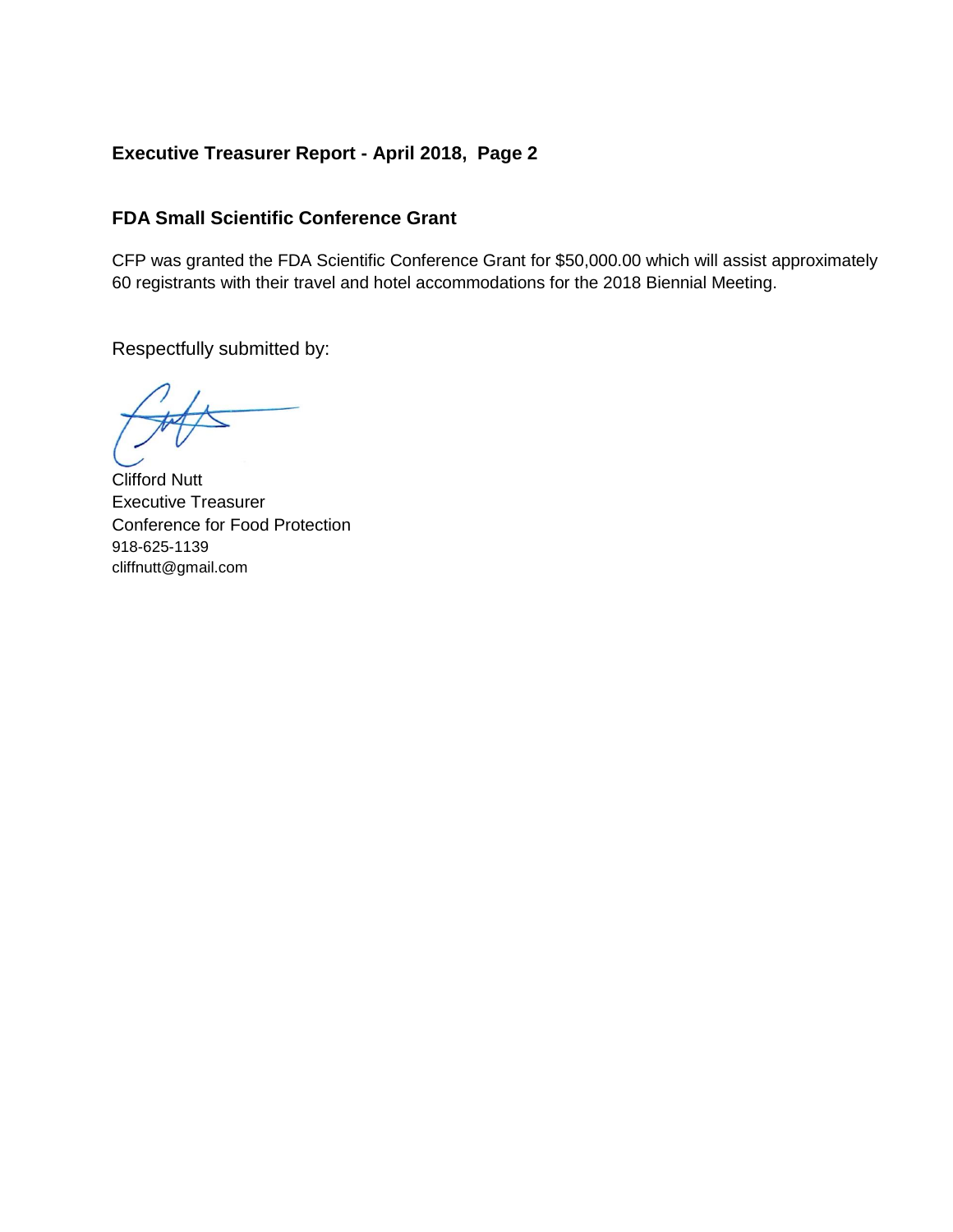## Executive Treasurer Report - April 2018, Page 2

### FDA Small Scientific Conference Grant

CFP was granted the FDA Scientific Conference Grant for $50,000.00 which will assist approximately 60 registrants with their travel and hotel accommodations for the 2018 Biennial Meeting.

Respectfully submitted by:

Clifford Nutt
Executive Treasurer
Conference for Food Protection
918-625-1139
cliffnutt@gmail.com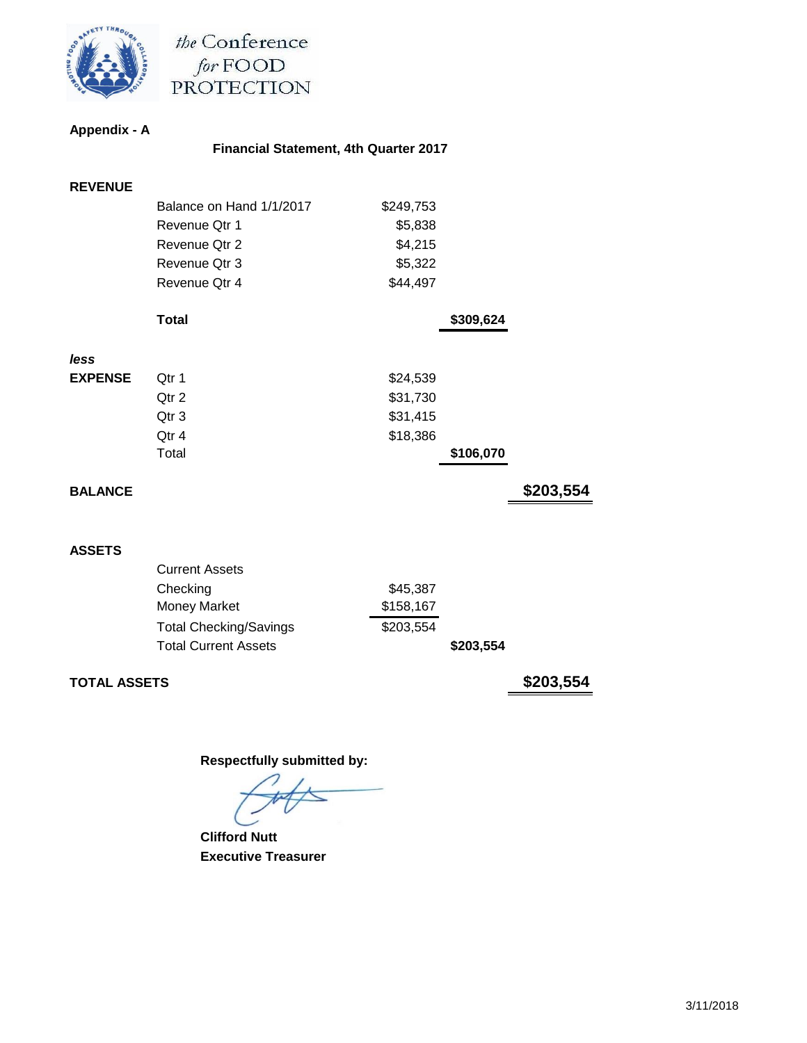the Conference for FOOD PROTECTION

**Appendix - A**

## Financial Statement, 4th Quarter 2017

| | | | | |
|---|---|---|---|---|
| **REVENUE** | | | | |
| | Balance on Hand 1/1/2017 | $249,753 | | |
| | Revenue Qtr 1 | $5,838 | | |
| | Revenue Qtr 2 | $4,215 | | |
| | Revenue Qtr 3 | $5,322 | | |
| | Revenue Qtr 4 | $44,497 | | |
| | **Total** | | **$309,624** | |
| ***less*** | | | | |
| **EXPENSE** | Qtr 1 | $24,539 | | |
| | Qtr 2 | $31,730 | | |
| | Qtr 3 | $31,415 | | |
| | Qtr 4 | $18,386 | | |
| | Total | | **$106,070** | |
| **BALANCE** | | | | **$203,554** |
| **ASSETS** | | | | |
| | Current Assets | | | |
| | Checking | $45,387 | | |
| | Money Market | $158,167 | | |
| | Total Checking/Savings | $203,554 | | |
| | Total Current Assets | | **$203,554** | |
| **TOTAL ASSETS** | | | | **$203,554** |

**Respectfully submitted by:**

**Clifford Nutt**
**Executive Treasurer**

3/11/2018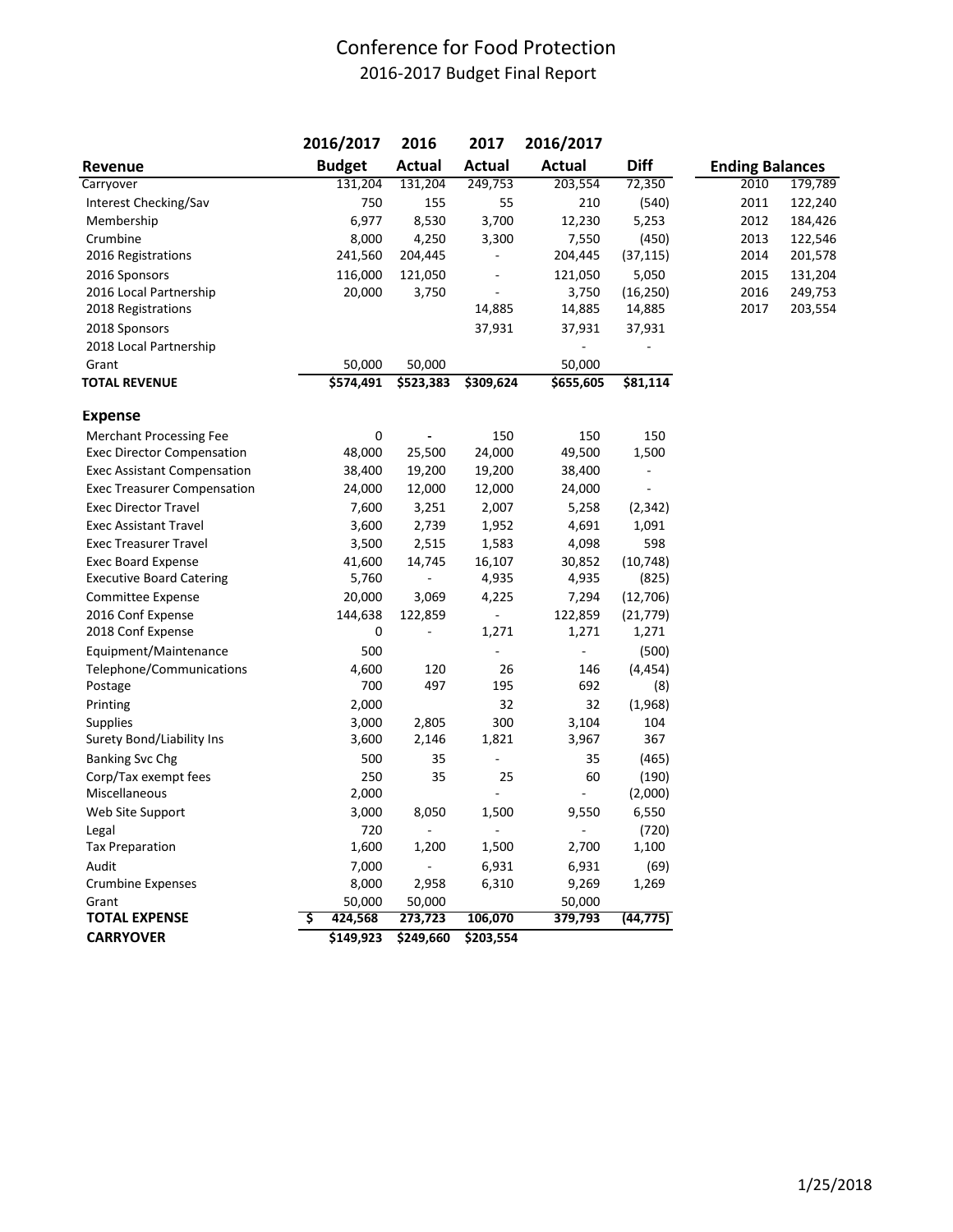# Conference for Food Protection

## 2016-2017 Budget Final Report

| Revenue | 2016/2017 Budget | 2016 Actual | 2017 Actual | 2016/2017 Actual | Diff |
|---|---|---|---|---|---|
| Carryover | 131,204 | 131,204 | 249,753 | 203,554 | 72,350 |
| Interest Checking/Sav | 750 | 155 | 55 | 210 | (540) |
| Membership | 6,977 | 8,530 | 3,700 | 12,230 | 5,253 |
| Crumbine | 8,000 | 4,250 | 3,300 | 7,550 | (450) |
| 2016 Registrations | 241,560 | 204,445 | - | 204,445 | (37,115) |
| 2016 Sponsors | 116,000 | 121,050 | - | 121,050 | 5,050 |
| 2016 Local Partnership | 20,000 | 3,750 | - | 3,750 | (16,250) |
| 2018 Registrations | | | 14,885 | 14,885 | 14,885 |
| 2018 Sponsors | | | 37,931 | 37,931 | 37,931 |
| 2018 Local Partnership | | | | - | - |
| Grant | 50,000 | 50,000 | | 50,000 | - |
| **TOTAL REVENUE** | **$574,491** | **$523,383** | **$309,624** | **$655,605** | **$81,114** |
| **Expense** | | | | | |
| Merchant Processing Fee | 0 | - | 150 | 150 | 150 |
| Exec Director Compensation | 48,000 | 25,500 | 24,000 | 49,500 | 1,500 |
| Exec Assistant Compensation | 38,400 | 19,200 | 19,200 | 38,400 | - |
| Exec Treasurer Compensation | 24,000 | 12,000 | 12,000 | 24,000 | - |
| Exec Director Travel | 7,600 | 3,251 | 2,007 | 5,258 | (2,342) |
| Exec Assistant Travel | 3,600 | 2,739 | 1,952 | 4,691 | 1,091 |
| Exec Treasurer Travel | 3,500 | 2,515 | 1,583 | 4,098 | 598 |
| Exec Board Expense | 41,600 | 14,745 | 16,107 | 30,852 | (10,748) |
| Executive Board Catering | 5,760 | - | 4,935 | 4,935 | (825) |
| Committee Expense | 20,000 | 3,069 | 4,225 | 7,294 | (12,706) |
| 2016 Conf Expense | 144,638 | 122,859 | - | 122,859 | (21,779) |
| 2018 Conf Expense | 0 | - | 1,271 | 1,271 | 1,271 |
| Equipment/Maintenance | 500 | | - | - | (500) |
| Telephone/Communications | 4,600 | 120 | 26 | 146 | (4,454) |
| Postage | 700 | 497 | 195 | 692 | (8) |
| Printing | 2,000 | | 32 | 32 | (1,968) |
| Supplies | 3,000 | 2,805 | 300 | 3,104 | 104 |
| Surety Bond/Liability Ins | 3,600 | 2,146 | 1,821 | 3,967 | 367 |
| Banking Svc Chg | 500 | 35 | - | 35 | (465) |
| Corp/Tax exempt fees | 250 | 35 | 25 | 60 | (190) |
| Miscellaneous | 2,000 | | - | - | (2,000) |
| Web Site Support | 3,000 | 8,050 | 1,500 | 9,550 | 6,550 |
| Legal | 720 | - | - | - | (720) |
| Tax Preparation | 1,600 | 1,200 | 1,500 | 2,700 | 1,100 |
| Audit | 7,000 | - | 6,931 | 6,931 | (69) |
| Crumbine Expenses | 8,000 | 2,958 | 6,310 | 9,269 | 1,269 |
| Grant | 50,000 | 50,000 | | 50,000 | |
| **TOTAL EXPENSE** | **$ 424,568** | **273,723** | **106,070** | **379,793** | **(44,775)** |
| **CARRYOVER** | **$149,923** | **$249,660** | **$203,554** | | |

| Ending Balances | |
|---|---|
| 2010 | 179,789 |
| 2011 | 122,240 |
| 2012 | 184,426 |
| 2013 | 122,546 |
| 2014 | 201,578 |
| 2015 | 131,204 |
| 2016 | 249,753 |
| 2017 | 203,554 |

1/25/2018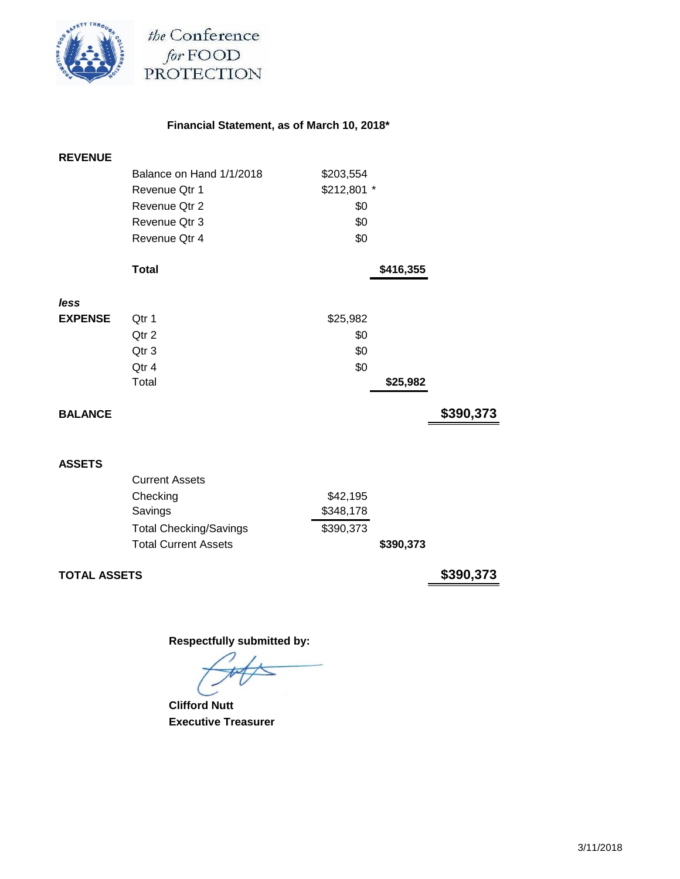the Conference for FOOD PROTECTION

**Financial Statement, as of March 10, 2018***

| | | | | |
|---|---|---|---|---|
| **REVENUE** | | | | |
| | Balance on Hand 1/1/2018 | $203,554 | | |
| | Revenue Qtr 1 | $212,801 * | | |
| | Revenue Qtr 2 | $0 | | |
| | Revenue Qtr 3 | $0 | | |
| | Revenue Qtr 4 | $0 | | |
| | **Total** | | **$416,355** | |
| ***less*** | | | | |
| **EXPENSE** | Qtr 1 | $25,982 | | |
| | Qtr 2 | $0 | | |
| | Qtr 3 | $0 | | |
| | Qtr 4 | $0 | | |
| | Total | | **$25,982** | |
| **BALANCE** | | | | **$390,373** |
| **ASSETS** | | | | |
| | Current Assets | | | |
| | Checking | $42,195 | | |
| | Savings | $348,178 | | |
| | Total Checking/Savings | $390,373 | | |
| | Total Current Assets | | **$390,373** | |
| **TOTAL ASSETS** | | | | **$390,373** |

**Respectfully submitted by:**

**Clifford Nutt**
**Executive Treasurer**

3/11/2018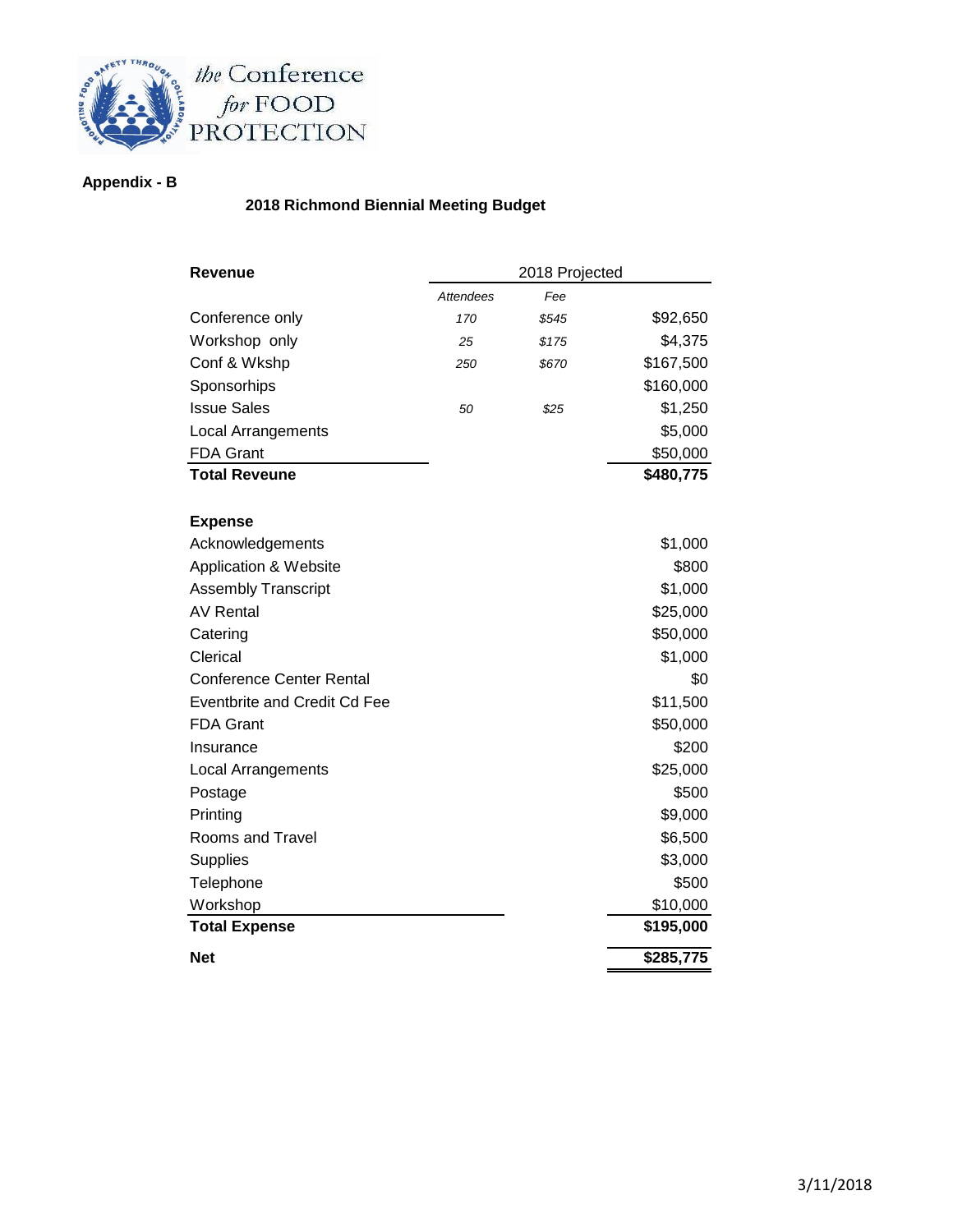the Conference for FOOD PROTECTION

**Appendix - B**

## 2018 Richmond Biennial Meeting Budget

| Revenue | 2018 Projected | | |
|---|---|---|---|
| | *Attendees* | *Fee* | |
| Conference only | *170* | *$545* | $92,650 |
| Workshop only | *25* | *$175* | $4,375 |
| Conf & Wkshp | *250* | *$670* | $167,500 |
| Sponsorhips | | | $160,000 |
| Issue Sales | *50* | *$25* | $1,250 |
| Local Arrangements | | | $5,000 |
| FDA Grant | | | $50,000 |
| **Total Reveune** | | | **$480,775** |
| | | | |
| **Expense** | | | |
| Acknowledgements | | | $1,000 |
| Application & Website | | | $800 |
| Assembly Transcript | | | $1,000 |
| AV Rental | | | $25,000 |
| Catering | | | $50,000 |
| Clerical | | | $1,000 |
| Conference Center Rental | | | $0 |
| Eventbrite and Credit Cd Fee | | | $11,500 |
| FDA Grant | | | $50,000 |
| Insurance | | | $200 |
| Local Arrangements | | | $25,000 |
| Postage | | | $500 |
| Printing | | | $9,000 |
| Rooms and Travel | | | $6,500 |
| Supplies | | | $3,000 |
| Telephone | | | $500 |
| Workshop | | | $10,000 |
| **Total Expense** | | | **$195,000** |
| **Net** | | | **$285,775** |

3/11/2018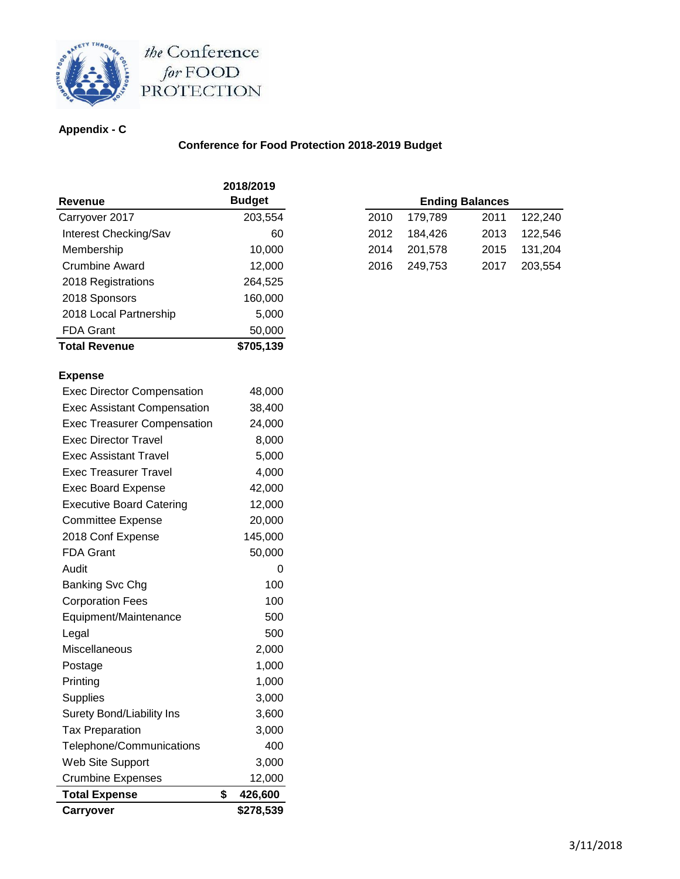the Conference for FOOD PROTECTION

**Appendix - C**

## Conference for Food Protection 2018-2019 Budget

| Revenue | 2018/2019 Budget |
|---|---|
| Carryover 2017 | 203,554 |
| Interest Checking/Sav | 60 |
| Membership | 10,000 |
| Crumbine Award | 12,000 |
| 2018 Registrations | 264,525 |
| 2018 Sponsors | 160,000 |
| 2018 Local Partnership | 5,000 |
| FDA Grant | 50,000 |
| **Total Revenue** | **$705,139** |
| | |
| **Expense** | |
| Exec Director Compensation | 48,000 |
| Exec Assistant Compensation | 38,400 |
| Exec Treasurer Compensation | 24,000 |
| Exec Director Travel | 8,000 |
| Exec Assistant Travel | 5,000 |
| Exec Treasurer Travel | 4,000 |
| Exec Board Expense | 42,000 |
| Executive Board Catering | 12,000 |
| Committee Expense | 20,000 |
| 2018 Conf Expense | 145,000 |
| FDA Grant | 50,000 |
| Audit | 0 |
| Banking Svc Chg | 100 |
| Corporation Fees | 100 |
| Equipment/Maintenance | 500 |
| Legal | 500 |
| Miscellaneous | 2,000 |
| Postage | 1,000 |
| Printing | 1,000 |
| Supplies | 3,000 |
| Surety Bond/Liability Ins | 3,600 |
| Tax Preparation | 3,000 |
| Telephone/Communications | 400 |
| Web Site Support | 3,000 |
| Crumbine Expenses | 12,000 |
| **Total Expense** | **$ 426,600** |
| **Carryover** | **$278,539** |

| Ending Balances | | | |
|---|---|---|---|
| 2010 | 179,789 | 2011 | 122,240 |
| 2012 | 184,426 | 2013 | 122,546 |
| 2014 | 201,578 | 2015 | 131,204 |
| 2016 | 249,753 | 2017 | 203,554 |

3/11/2018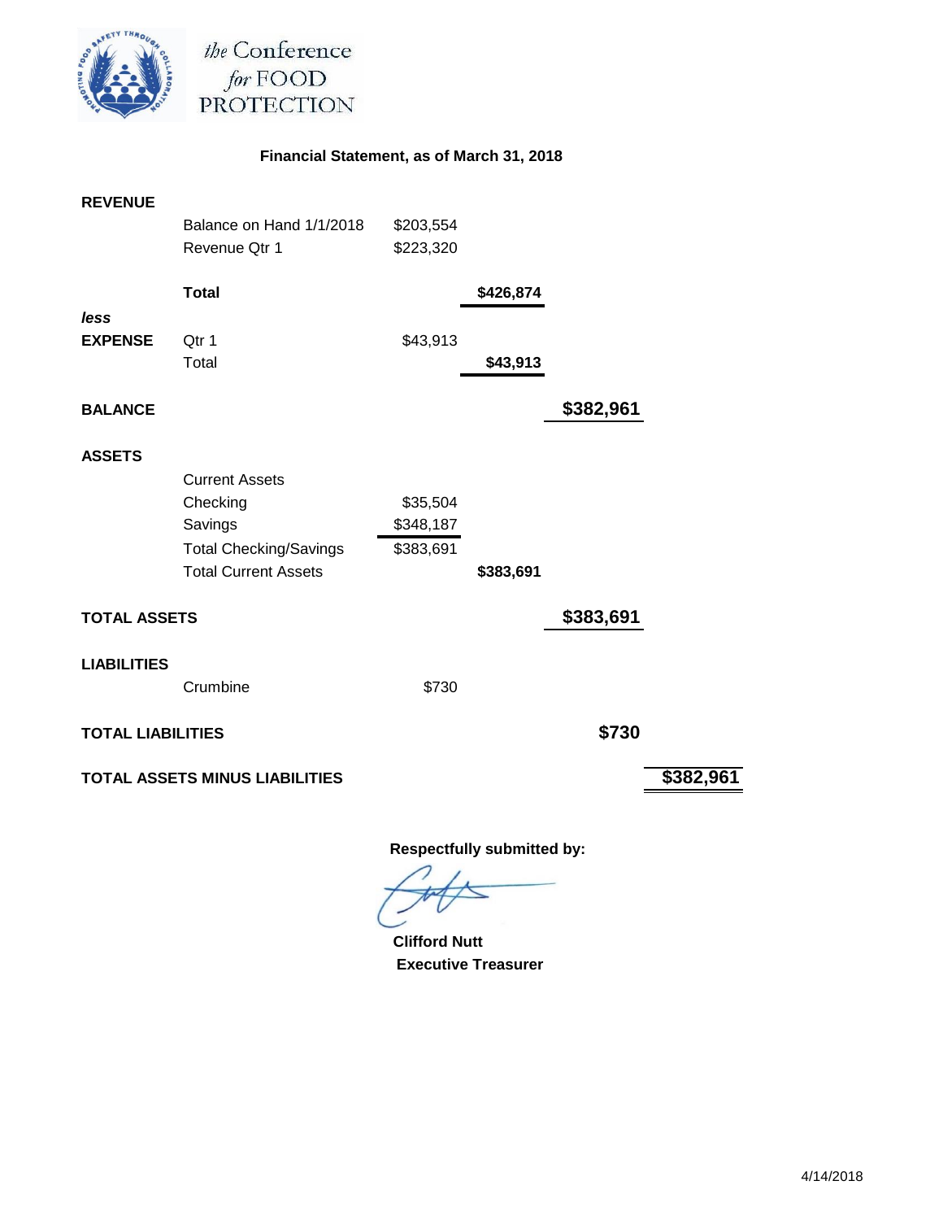the Conference for FOOD PROTECTION

## Financial Statement, as of March 31, 2018

| | | | | | |
|---|---|---|---|---|---|
| **REVENUE** | | | | | |
| | Balance on Hand 1/1/2018 | $203,554 | | | |
| | Revenue Qtr 1 | $223,320 | | | |
| | **Total** | | **$426,874** | | |
| ***less*** | | | | | |
| **EXPENSE** | Qtr 1 | $43,913 | | | |
| | Total | | **$43,913** | | |
| **BALANCE** | | | | **$382,961** | |
| **ASSETS** | | | | | |
| | Current Assets | | | | |
| | Checking | $35,504 | | | |
| | Savings | $348,187 | | | |
| | Total Checking/Savings | $383,691 | | | |
| | Total Current Assets | | **$383,691** | | |
| **TOTAL ASSETS** | | | | **$383,691** | |
| **LIABILITIES** | | | | | |
| | Crumbine | $730 | | | |
| **TOTAL LIABILITIES** | | | | **$730** | |
| **TOTAL ASSETS MINUS LIABILITIES** | | | | | **$382,961** |

**Respectfully submitted by:**

**Clifford Nutt**
**Executive Treasurer**

4/14/2018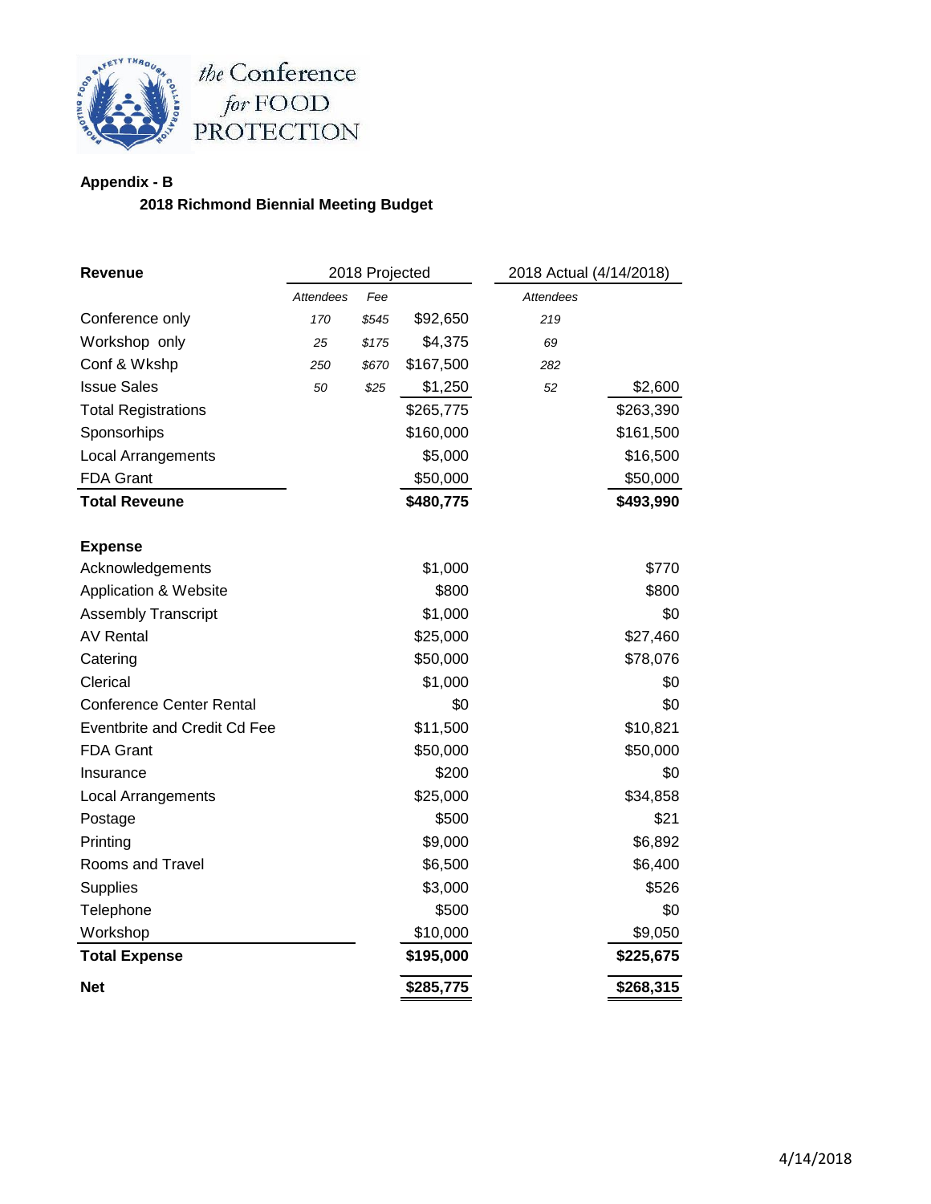the Conference for FOOD PROTECTION

**Appendix - B**

**2018 Richmond Biennial Meeting Budget**

| **Revenue** | 2018 Projected | | | 2018 Actual (4/14/2018) | |
|---|---|---|---|---|---|
| | *Attendees* | *Fee* | | *Attendees* | |
| Conference only | *170* | *$545* | $92,650 | *219* | |
| Workshop only | *25* | *$175* | $4,375 | *69* | |
| Conf & Wkshp | *250* | *$670* | $167,500 | *282* | |
| Issue Sales | *50* | *$25* | $1,250 | *52* | $2,600 |
| Total Registrations | | | $265,775 | | $263,390 |
| Sponsorhips | | | $160,000 | | $161,500 |
| Local Arrangements | | | $5,000 | | $16,500 |
| FDA Grant | | | $50,000 | | $50,000 |
| **Total Reveune** | | | **$480,775** | | **$493,990** |
| | | | | | |
| **Expense** | | | | | |
| Acknowledgements | | | $1,000 | | $770 |
| Application & Website | | | $800 | | $800 |
| Assembly Transcript | | | $1,000 | | $0 |
| AV Rental | | | $25,000 | | $27,460 |
| Catering | | | $50,000 | | $78,076 |
| Clerical | | | $1,000 | | $0 |
| Conference Center Rental | | | $0 | | $0 |
| Eventbrite and Credit Cd Fee | | | $11,500 | | $10,821 |
| FDA Grant | | | $50,000 | | $50,000 |
| Insurance | | | $200 | | $0 |
| Local Arrangements | | | $25,000 | | $34,858 |
| Postage | | | $500 | | $21 |
| Printing | | | $9,000 | | $6,892 |
| Rooms and Travel | | | $6,500 | | $6,400 |
| Supplies | | | $3,000 | | $526 |
| Telephone | | | $500 | | $0 |
| Workshop | | | $10,000 | | $9,050 |
| **Total Expense** | | | **$195,000** | | **$225,675** |
| **Net** | | | **$285,775** | | **$268,315** |

4/14/2018